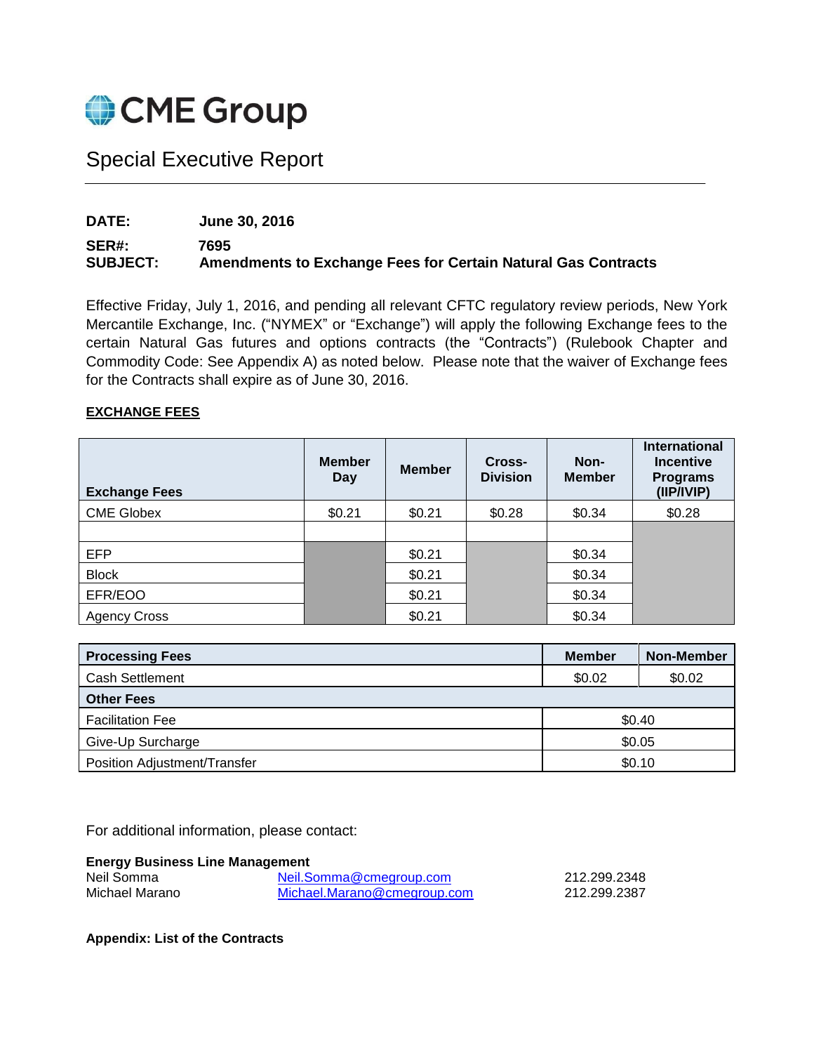# CME Group

## Special Executive Report

**DATE:** **June 30, 2016**

**SER#:** **7695**

**SUBJECT:** **Amendments to Exchange Fees for Certain Natural Gas Contracts**

Effective Friday, July 1, 2016, and pending all relevant CFTC regulatory review periods, New York Mercantile Exchange, Inc. ("NYMEX" or "Exchange") will apply the following Exchange fees to the certain Natural Gas futures and options contracts (the "Contracts") (Rulebook Chapter and Commodity Code: See Appendix A) as noted below. Please note that the waiver of Exchange fees for the Contracts shall expire as of June 30, 2016.

**EXCHANGE FEES**

| Exchange Fees | Member Day | Member | Cross-Division | Non-Member | International Incentive Programs (IIP/IVIP) |
|---|---|---|---|---|---|
| CME Globex | $0.21 | $0.21 | $0.28 | $0.34 | $0.28 |
| | | | | | |
| EFP | | $0.21 | | $0.34 | |
| Block | | $0.21 | | $0.34 | |
| EFR/EOO | | $0.21 | | $0.34 | |
| Agency Cross | | $0.21 | | $0.34 | |

| Processing Fees | Member | Non-Member |
|---|---|---|
| Cash Settlement | $0.02 | $0.02 |
| **Other Fees** | | |
| Facilitation Fee | $0.40 | |
| Give-Up Surcharge | $0.05 | |
| Position Adjustment/Transfer | $0.10 | |

For additional information, please contact:

**Energy Business Line Management**

| | | |
|---|---|---|
| Neil Somma | Neil.Somma@cmegroup.com | 212.299.2348 |
| Michael Marano | Michael.Marano@cmegroup.com | 212.299.2387 |

**Appendix: List of the Contracts**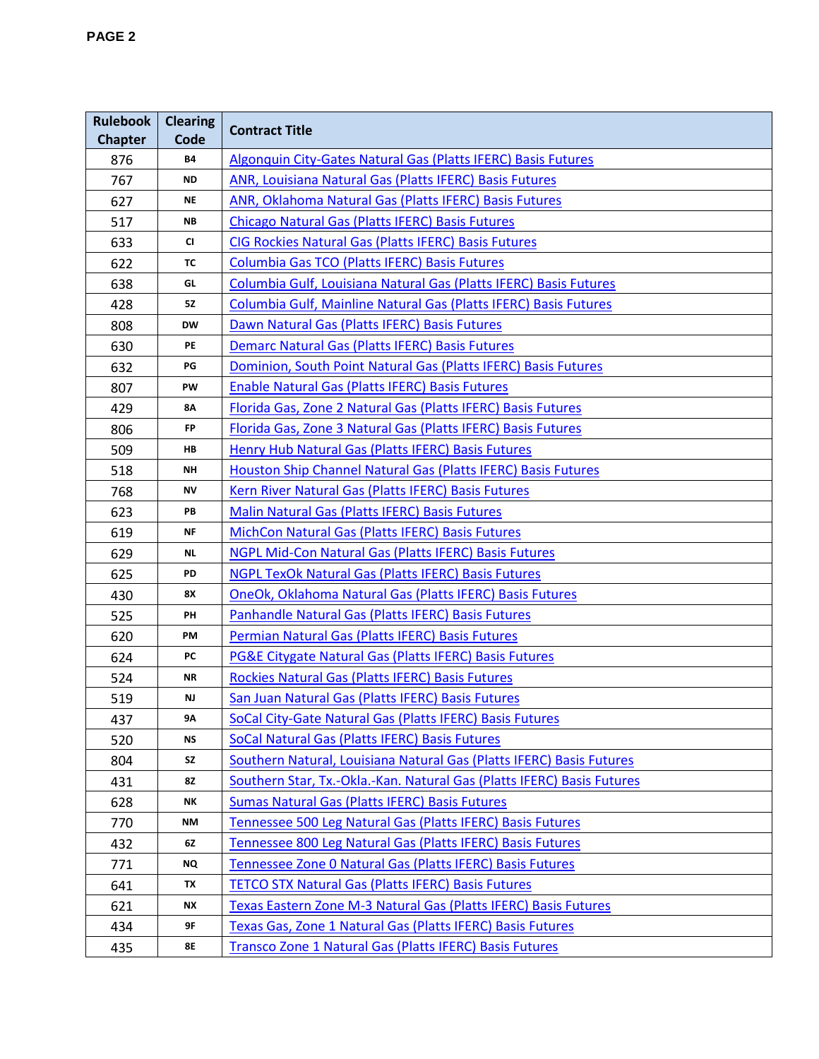| Rulebook Chapter | Clearing Code | Contract Title |
|---|---|---|
| 876 | B4 | Algonquin City-Gates Natural Gas (Platts IFERC) Basis Futures |
| 767 | ND | ANR, Louisiana Natural Gas (Platts IFERC) Basis Futures |
| 627 | NE | ANR, Oklahoma Natural Gas (Platts IFERC) Basis Futures |
| 517 | NB | Chicago Natural Gas (Platts IFERC) Basis Futures |
| 633 | CI | CIG Rockies Natural Gas (Platts IFERC) Basis Futures |
| 622 | TC | Columbia Gas TCO (Platts IFERC) Basis Futures |
| 638 | GL | Columbia Gulf, Louisiana Natural Gas (Platts IFERC) Basis Futures |
| 428 | 5Z | Columbia Gulf, Mainline Natural Gas (Platts IFERC) Basis Futures |
| 808 | DW | Dawn Natural Gas (Platts IFERC) Basis Futures |
| 630 | PE | Demarc Natural Gas (Platts IFERC) Basis Futures |
| 632 | PG | Dominion, South Point Natural Gas (Platts IFERC) Basis Futures |
| 807 | PW | Enable Natural Gas (Platts IFERC) Basis Futures |
| 429 | 8A | Florida Gas, Zone 2 Natural Gas (Platts IFERC) Basis Futures |
| 806 | FP | Florida Gas, Zone 3 Natural Gas (Platts IFERC) Basis Futures |
| 509 | HB | Henry Hub Natural Gas (Platts IFERC) Basis Futures |
| 518 | NH | Houston Ship Channel Natural Gas (Platts IFERC) Basis Futures |
| 768 | NV | Kern River Natural Gas (Platts IFERC) Basis Futures |
| 623 | PB | Malin Natural Gas (Platts IFERC) Basis Futures |
| 619 | NF | MichCon Natural Gas (Platts IFERC) Basis Futures |
| 629 | NL | NGPL Mid-Con Natural Gas (Platts IFERC) Basis Futures |
| 625 | PD | NGPL TexOk Natural Gas (Platts IFERC) Basis Futures |
| 430 | 8X | OneOk, Oklahoma Natural Gas (Platts IFERC) Basis Futures |
| 525 | PH | Panhandle Natural Gas (Platts IFERC) Basis Futures |
| 620 | PM | Permian Natural Gas (Platts IFERC) Basis Futures |
| 624 | PC | PG&E Citygate Natural Gas (Platts IFERC) Basis Futures |
| 524 | NR | Rockies Natural Gas (Platts IFERC) Basis Futures |
| 519 | NJ | San Juan Natural Gas (Platts IFERC) Basis Futures |
| 437 | 9A | SoCal City-Gate Natural Gas (Platts IFERC) Basis Futures |
| 520 | NS | SoCal Natural Gas (Platts IFERC) Basis Futures |
| 804 | SZ | Southern Natural, Louisiana Natural Gas (Platts IFERC) Basis Futures |
| 431 | 8Z | Southern Star, Tx.-Okla.-Kan. Natural Gas (Platts IFERC) Basis Futures |
| 628 | NK | Sumas Natural Gas (Platts IFERC) Basis Futures |
| 770 | NM | Tennessee 500 Leg Natural Gas (Platts IFERC) Basis Futures |
| 432 | 6Z | Tennessee 800 Leg Natural Gas (Platts IFERC) Basis Futures |
| 771 | NQ | Tennessee Zone 0 Natural Gas (Platts IFERC) Basis Futures |
| 641 | TX | TETCO STX Natural Gas (Platts IFERC) Basis Futures |
| 621 | NX | Texas Eastern Zone M-3 Natural Gas (Platts IFERC) Basis Futures |
| 434 | 9F | Texas Gas, Zone 1 Natural Gas (Platts IFERC) Basis Futures |
| 435 | 8E | Transco Zone 1 Natural Gas (Platts IFERC) Basis Futures |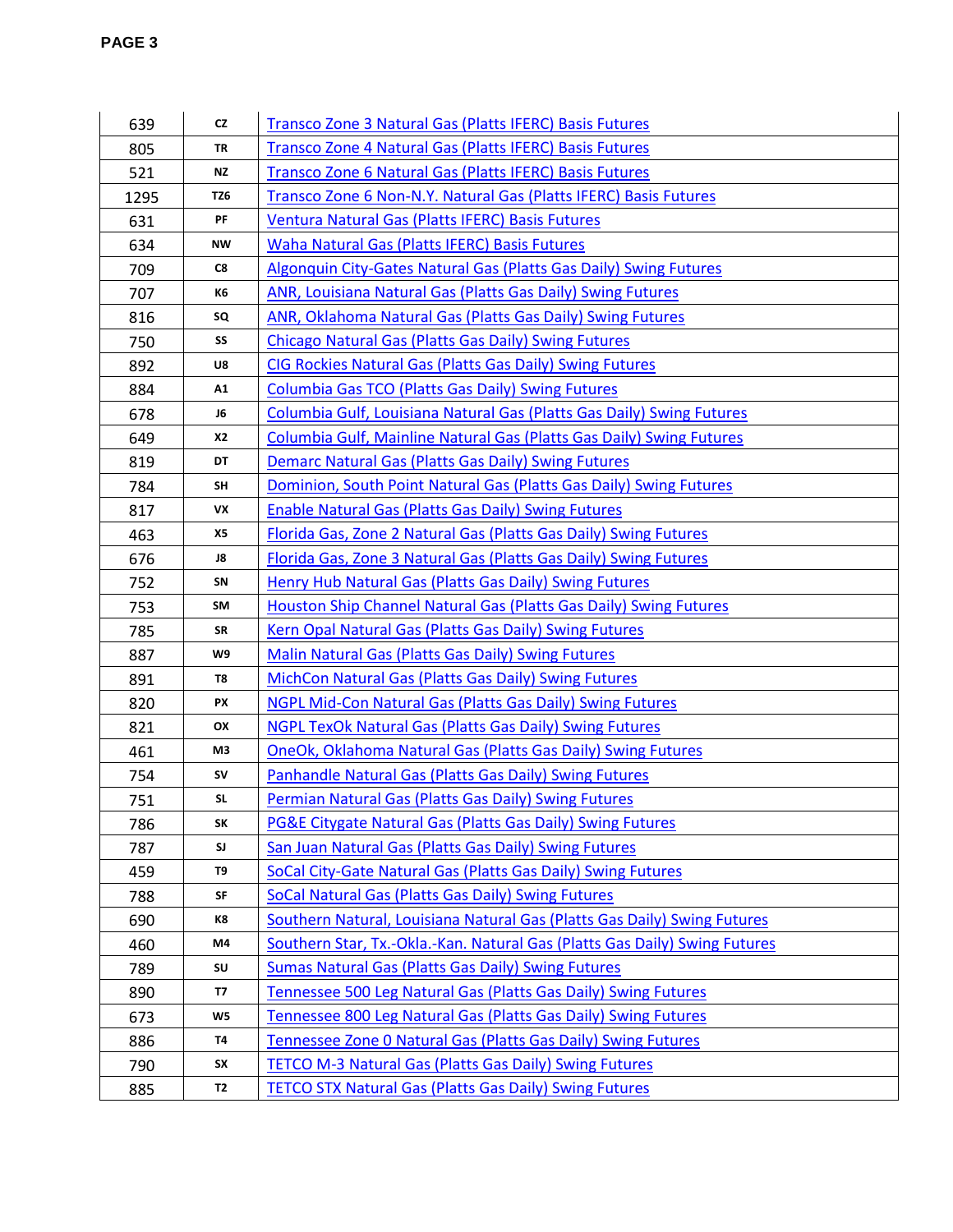| | | |
|---|---|---|
| 639 | CZ | Transco Zone 3 Natural Gas (Platts IFERC) Basis Futures |
| 805 | TR | Transco Zone 4 Natural Gas (Platts IFERC) Basis Futures |
| 521 | NZ | Transco Zone 6 Natural Gas (Platts IFERC) Basis Futures |
| 1295 | TZ6 | Transco Zone 6 Non-N.Y. Natural Gas (Platts IFERC) Basis Futures |
| 631 | PF | Ventura Natural Gas (Platts IFERC) Basis Futures |
| 634 | NW | Waha Natural Gas (Platts IFERC) Basis Futures |
| 709 | C8 | Algonquin City-Gates Natural Gas (Platts Gas Daily) Swing Futures |
| 707 | K6 | ANR, Louisiana Natural Gas (Platts Gas Daily) Swing Futures |
| 816 | SQ | ANR, Oklahoma Natural Gas (Platts Gas Daily) Swing Futures |
| 750 | SS | Chicago Natural Gas (Platts Gas Daily) Swing Futures |
| 892 | U8 | CIG Rockies Natural Gas (Platts Gas Daily) Swing Futures |
| 884 | A1 | Columbia Gas TCO (Platts Gas Daily) Swing Futures |
| 678 | J6 | Columbia Gulf, Louisiana Natural Gas (Platts Gas Daily) Swing Futures |
| 649 | X2 | Columbia Gulf, Mainline Natural Gas (Platts Gas Daily) Swing Futures |
| 819 | DT | Demarc Natural Gas (Platts Gas Daily) Swing Futures |
| 784 | SH | Dominion, South Point Natural Gas (Platts Gas Daily) Swing Futures |
| 817 | VX | Enable Natural Gas (Platts Gas Daily) Swing Futures |
| 463 | X5 | Florida Gas, Zone 2 Natural Gas (Platts Gas Daily) Swing Futures |
| 676 | J8 | Florida Gas, Zone 3 Natural Gas (Platts Gas Daily) Swing Futures |
| 752 | SN | Henry Hub Natural Gas (Platts Gas Daily) Swing Futures |
| 753 | SM | Houston Ship Channel Natural Gas (Platts Gas Daily) Swing Futures |
| 785 | SR | Kern Opal Natural Gas (Platts Gas Daily) Swing Futures |
| 887 | W9 | Malin Natural Gas (Platts Gas Daily) Swing Futures |
| 891 | T8 | MichCon Natural Gas (Platts Gas Daily) Swing Futures |
| 820 | PX | NGPL Mid-Con Natural Gas (Platts Gas Daily) Swing Futures |
| 821 | OX | NGPL TexOk Natural Gas (Platts Gas Daily) Swing Futures |
| 461 | M3 | OneOk, Oklahoma Natural Gas (Platts Gas Daily) Swing Futures |
| 754 | SV | Panhandle Natural Gas (Platts Gas Daily) Swing Futures |
| 751 | SL | Permian Natural Gas (Platts Gas Daily) Swing Futures |
| 786 | SK | PG&E Citygate Natural Gas (Platts Gas Daily) Swing Futures |
| 787 | SJ | San Juan Natural Gas (Platts Gas Daily) Swing Futures |
| 459 | T9 | SoCal City-Gate Natural Gas (Platts Gas Daily) Swing Futures |
| 788 | SF | SoCal Natural Gas (Platts Gas Daily) Swing Futures |
| 690 | K8 | Southern Natural, Louisiana Natural Gas (Platts Gas Daily) Swing Futures |
| 460 | M4 | Southern Star, Tx.-Okla.-Kan. Natural Gas (Platts Gas Daily) Swing Futures |
| 789 | SU | Sumas Natural Gas (Platts Gas Daily) Swing Futures |
| 890 | T7 | Tennessee 500 Leg Natural Gas (Platts Gas Daily) Swing Futures |
| 673 | W5 | Tennessee 800 Leg Natural Gas (Platts Gas Daily) Swing Futures |
| 886 | T4 | Tennessee Zone 0 Natural Gas (Platts Gas Daily) Swing Futures |
| 790 | SX | TETCO M-3 Natural Gas (Platts Gas Daily) Swing Futures |
| 885 | T2 | TETCO STX Natural Gas (Platts Gas Daily) Swing Futures |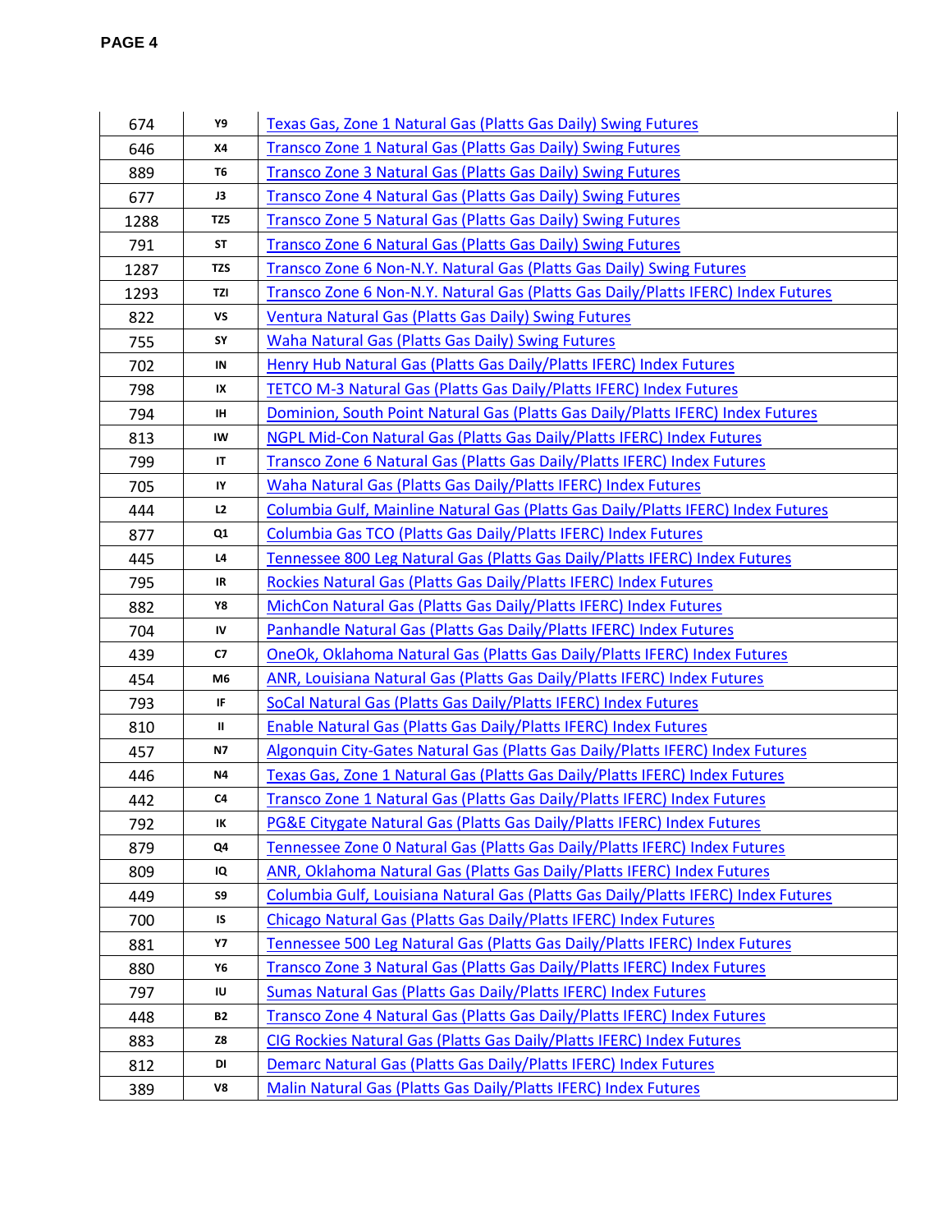| 674 | Y9 | Texas Gas, Zone 1 Natural Gas (Platts Gas Daily) Swing Futures |
|---|---|---|
| 646 | X4 | Transco Zone 1 Natural Gas (Platts Gas Daily) Swing Futures |
| 889 | T6 | Transco Zone 3 Natural Gas (Platts Gas Daily) Swing Futures |
| 677 | J3 | Transco Zone 4 Natural Gas (Platts Gas Daily) Swing Futures |
| 1288 | TZ5 | Transco Zone 5 Natural Gas (Platts Gas Daily) Swing Futures |
| 791 | ST | Transco Zone 6 Natural Gas (Platts Gas Daily) Swing Futures |
| 1287 | TZS | Transco Zone 6 Non-N.Y. Natural Gas (Platts Gas Daily) Swing Futures |
| 1293 | TZI | Transco Zone 6 Non-N.Y. Natural Gas (Platts Gas Daily/Platts IFERC) Index Futures |
| 822 | VS | Ventura Natural Gas (Platts Gas Daily) Swing Futures |
| 755 | SY | Waha Natural Gas (Platts Gas Daily) Swing Futures |
| 702 | IN | Henry Hub Natural Gas (Platts Gas Daily/Platts IFERC) Index Futures |
| 798 | IX | TETCO M-3 Natural Gas (Platts Gas Daily/Platts IFERC) Index Futures |
| 794 | IH | Dominion, South Point Natural Gas (Platts Gas Daily/Platts IFERC) Index Futures |
| 813 | IW | NGPL Mid-Con Natural Gas (Platts Gas Daily/Platts IFERC) Index Futures |
| 799 | IT | Transco Zone 6 Natural Gas (Platts Gas Daily/Platts IFERC) Index Futures |
| 705 | IY | Waha Natural Gas (Platts Gas Daily/Platts IFERC) Index Futures |
| 444 | L2 | Columbia Gulf, Mainline Natural Gas (Platts Gas Daily/Platts IFERC) Index Futures |
| 877 | Q1 | Columbia Gas TCO (Platts Gas Daily/Platts IFERC) Index Futures |
| 445 | L4 | Tennessee 800 Leg Natural Gas (Platts Gas Daily/Platts IFERC) Index Futures |
| 795 | IR | Rockies Natural Gas (Platts Gas Daily/Platts IFERC) Index Futures |
| 882 | Y8 | MichCon Natural Gas (Platts Gas Daily/Platts IFERC) Index Futures |
| 704 | IV | Panhandle Natural Gas (Platts Gas Daily/Platts IFERC) Index Futures |
| 439 | C7 | OneOk, Oklahoma Natural Gas (Platts Gas Daily/Platts IFERC) Index Futures |
| 454 | M6 | ANR, Louisiana Natural Gas (Platts Gas Daily/Platts IFERC) Index Futures |
| 793 | IF | SoCal Natural Gas (Platts Gas Daily/Platts IFERC) Index Futures |
| 810 | II | Enable Natural Gas (Platts Gas Daily/Platts IFERC) Index Futures |
| 457 | N7 | Algonquin City-Gates Natural Gas (Platts Gas Daily/Platts IFERC) Index Futures |
| 446 | N4 | Texas Gas, Zone 1 Natural Gas (Platts Gas Daily/Platts IFERC) Index Futures |
| 442 | C4 | Transco Zone 1 Natural Gas (Platts Gas Daily/Platts IFERC) Index Futures |
| 792 | IK | PG&E Citygate Natural Gas (Platts Gas Daily/Platts IFERC) Index Futures |
| 879 | Q4 | Tennessee Zone 0 Natural Gas (Platts Gas Daily/Platts IFERC) Index Futures |
| 809 | IQ | ANR, Oklahoma Natural Gas (Platts Gas Daily/Platts IFERC) Index Futures |
| 449 | S9 | Columbia Gulf, Louisiana Natural Gas (Platts Gas Daily/Platts IFERC) Index Futures |
| 700 | IS | Chicago Natural Gas (Platts Gas Daily/Platts IFERC) Index Futures |
| 881 | Y7 | Tennessee 500 Leg Natural Gas (Platts Gas Daily/Platts IFERC) Index Futures |
| 880 | Y6 | Transco Zone 3 Natural Gas (Platts Gas Daily/Platts IFERC) Index Futures |
| 797 | IU | Sumas Natural Gas (Platts Gas Daily/Platts IFERC) Index Futures |
| 448 | B2 | Transco Zone 4 Natural Gas (Platts Gas Daily/Platts IFERC) Index Futures |
| 883 | Z8 | CIG Rockies Natural Gas (Platts Gas Daily/Platts IFERC) Index Futures |
| 812 | DI | Demarc Natural Gas (Platts Gas Daily/Platts IFERC) Index Futures |
| 389 | V8 | Malin Natural Gas (Platts Gas Daily/Platts IFERC) Index Futures |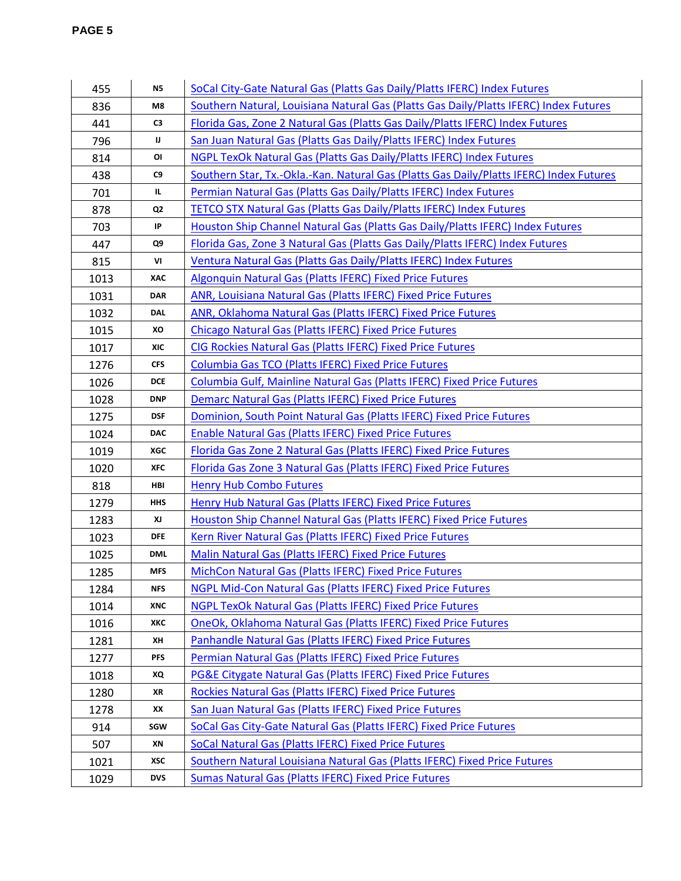| | | |
|---|---|---|
| 455 | N5 | SoCal City-Gate Natural Gas (Platts Gas Daily/Platts IFERC) Index Futures |
| 836 | M8 | Southern Natural, Louisiana Natural Gas (Platts Gas Daily/Platts IFERC) Index Futures |
| 441 | C3 | Florida Gas, Zone 2 Natural Gas (Platts Gas Daily/Platts IFERC) Index Futures |
| 796 | IJ | San Juan Natural Gas (Platts Gas Daily/Platts IFERC) Index Futures |
| 814 | OI | NGPL TexOk Natural Gas (Platts Gas Daily/Platts IFERC) Index Futures |
| 438 | C9 | Southern Star, Tx.-Okla.-Kan. Natural Gas (Platts Gas Daily/Platts IFERC) Index Futures |
| 701 | IL | Permian Natural Gas (Platts Gas Daily/Platts IFERC) Index Futures |
| 878 | Q2 | TETCO STX Natural Gas (Platts Gas Daily/Platts IFERC) Index Futures |
| 703 | IP | Houston Ship Channel Natural Gas (Platts Gas Daily/Platts IFERC) Index Futures |
| 447 | Q9 | Florida Gas, Zone 3 Natural Gas (Platts Gas Daily/Platts IFERC) Index Futures |
| 815 | VI | Ventura Natural Gas (Platts Gas Daily/Platts IFERC) Index Futures |
| 1013 | XAC | Algonquin Natural Gas (Platts IFERC) Fixed Price Futures |
| 1031 | DAR | ANR, Louisiana Natural Gas (Platts IFERC) Fixed Price Futures |
| 1032 | DAL | ANR, Oklahoma Natural Gas (Platts IFERC) Fixed Price Futures |
| 1015 | XO | Chicago Natural Gas (Platts IFERC) Fixed Price Futures |
| 1017 | XIC | CIG Rockies Natural Gas (Platts IFERC) Fixed Price Futures |
| 1276 | CFS | Columbia Gas TCO (Platts IFERC) Fixed Price Futures |
| 1026 | DCE | Columbia Gulf, Mainline Natural Gas (Platts IFERC) Fixed Price Futures |
| 1028 | DNP | Demarc Natural Gas (Platts IFERC) Fixed Price Futures |
| 1275 | DSF | Dominion, South Point Natural Gas (Platts IFERC) Fixed Price Futures |
| 1024 | DAC | Enable Natural Gas (Platts IFERC) Fixed Price Futures |
| 1019 | XGC | Florida Gas Zone 2 Natural Gas (Platts IFERC) Fixed Price Futures |
| 1020 | XFC | Florida Gas Zone 3 Natural Gas (Platts IFERC) Fixed Price Futures |
| 818 | HBI | Henry Hub Combo Futures |
| 1279 | HHS | Henry Hub Natural Gas (Platts IFERC) Fixed Price Futures |
| 1283 | XJ | Houston Ship Channel Natural Gas (Platts IFERC) Fixed Price Futures |
| 1023 | DFE | Kern River Natural Gas (Platts IFERC) Fixed Price Futures |
| 1025 | DML | Malin Natural Gas (Platts IFERC) Fixed Price Futures |
| 1285 | MFS | MichCon Natural Gas (Platts IFERC) Fixed Price Futures |
| 1284 | NFS | NGPL Mid-Con Natural Gas (Platts IFERC) Fixed Price Futures |
| 1014 | XNC | NGPL TexOk Natural Gas (Platts IFERC) Fixed Price Futures |
| 1016 | XKC | OneOk, Oklahoma Natural Gas (Platts IFERC) Fixed Price Futures |
| 1281 | XH | Panhandle Natural Gas (Platts IFERC) Fixed Price Futures |
| 1277 | PFS | Permian Natural Gas (Platts IFERC) Fixed Price Futures |
| 1018 | XQ | PG&E Citygate Natural Gas (Platts IFERC) Fixed Price Futures |
| 1280 | XR | Rockies Natural Gas (Platts IFERC) Fixed Price Futures |
| 1278 | XX | San Juan Natural Gas (Platts IFERC) Fixed Price Futures |
| 914 | SGW | SoCal Gas City-Gate Natural Gas (Platts IFERC) Fixed Price Futures |
| 507 | XN | SoCal Natural Gas (Platts IFERC) Fixed Price Futures |
| 1021 | XSC | Southern Natural Louisiana Natural Gas (Platts IFERC) Fixed Price Futures |
| 1029 | DVS | Sumas Natural Gas (Platts IFERC) Fixed Price Futures |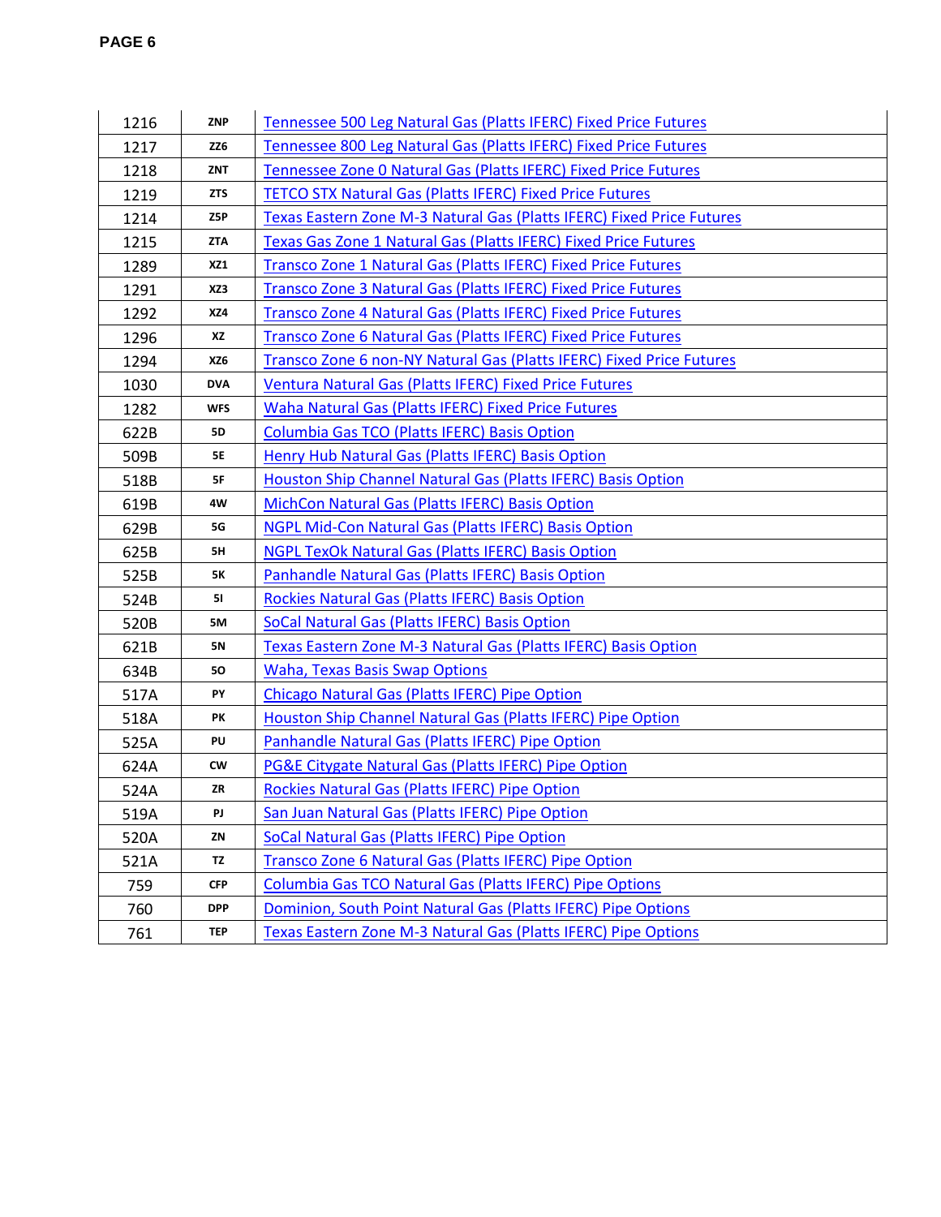| | | |
|---|---|---|
| 1216 | ZNP | Tennessee 500 Leg Natural Gas (Platts IFERC) Fixed Price Futures |
| 1217 | ZZ6 | Tennessee 800 Leg Natural Gas (Platts IFERC) Fixed Price Futures |
| 1218 | ZNT | Tennessee Zone 0 Natural Gas (Platts IFERC) Fixed Price Futures |
| 1219 | ZTS | TETCO STX Natural Gas (Platts IFERC) Fixed Price Futures |
| 1214 | Z5P | Texas Eastern Zone M-3 Natural Gas (Platts IFERC) Fixed Price Futures |
| 1215 | ZTA | Texas Gas Zone 1 Natural Gas (Platts IFERC) Fixed Price Futures |
| 1289 | XZ1 | Transco Zone 1 Natural Gas (Platts IFERC) Fixed Price Futures |
| 1291 | XZ3 | Transco Zone 3 Natural Gas (Platts IFERC) Fixed Price Futures |
| 1292 | XZ4 | Transco Zone 4 Natural Gas (Platts IFERC) Fixed Price Futures |
| 1296 | XZ | Transco Zone 6 Natural Gas (Platts IFERC) Fixed Price Futures |
| 1294 | XZ6 | Transco Zone 6 non-NY Natural Gas (Platts IFERC) Fixed Price Futures |
| 1030 | DVA | Ventura Natural Gas (Platts IFERC) Fixed Price Futures |
| 1282 | WFS | Waha Natural Gas (Platts IFERC) Fixed Price Futures |
| 622B | 5D | Columbia Gas TCO (Platts IFERC) Basis Option |
| 509B | 5E | Henry Hub Natural Gas (Platts IFERC) Basis Option |
| 518B | 5F | Houston Ship Channel Natural Gas (Platts IFERC) Basis Option |
| 619B | 4W | MichCon Natural Gas (Platts IFERC) Basis Option |
| 629B | 5G | NGPL Mid-Con Natural Gas (Platts IFERC) Basis Option |
| 625B | 5H | NGPL TexOk Natural Gas (Platts IFERC) Basis Option |
| 525B | 5K | Panhandle Natural Gas (Platts IFERC) Basis Option |
| 524B | 5I | Rockies Natural Gas (Platts IFERC) Basis Option |
| 520B | 5M | SoCal Natural Gas (Platts IFERC) Basis Option |
| 621B | 5N | Texas Eastern Zone M-3 Natural Gas (Platts IFERC) Basis Option |
| 634B | 5O | Waha, Texas Basis Swap Options |
| 517A | PY | Chicago Natural Gas (Platts IFERC) Pipe Option |
| 518A | PK | Houston Ship Channel Natural Gas (Platts IFERC) Pipe Option |
| 525A | PU | Panhandle Natural Gas (Platts IFERC) Pipe Option |
| 624A | CW | PG&E Citygate Natural Gas (Platts IFERC) Pipe Option |
| 524A | ZR | Rockies Natural Gas (Platts IFERC) Pipe Option |
| 519A | PJ | San Juan Natural Gas (Platts IFERC) Pipe Option |
| 520A | ZN | SoCal Natural Gas (Platts IFERC) Pipe Option |
| 521A | TZ | Transco Zone 6 Natural Gas (Platts IFERC) Pipe Option |
| 759 | CFP | Columbia Gas TCO Natural Gas (Platts IFERC) Pipe Options |
| 760 | DPP | Dominion, South Point Natural Gas (Platts IFERC) Pipe Options |
| 761 | TEP | Texas Eastern Zone M-3 Natural Gas (Platts IFERC) Pipe Options |